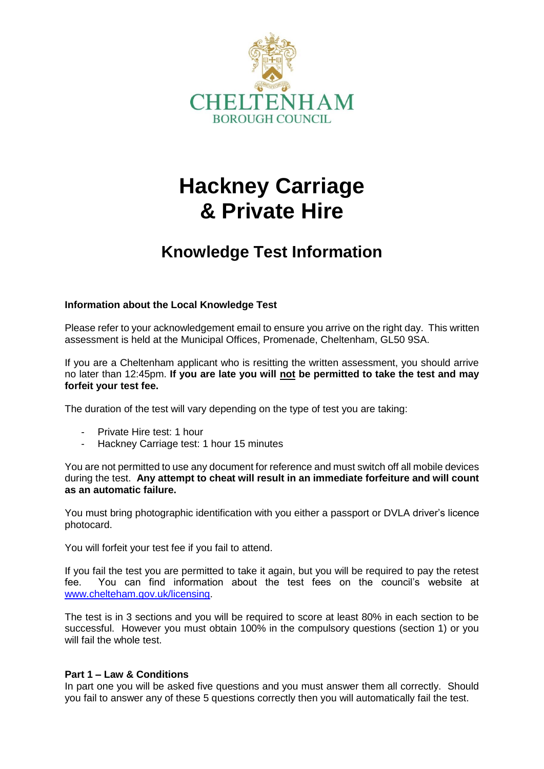CHELTENHAM
BOROUGH COUNCIL

# Hackney Carriage & Private Hire

## Knowledge Test Information

**Information about the Local Knowledge Test**

Please refer to your acknowledgement email to ensure you arrive on the right day. This written assessment is held at the Municipal Offices, Promenade, Cheltenham, GL50 9SA.

If you are a Cheltenham applicant who is resitting the written assessment, you should arrive no later than 12:45pm. **If you are late you will not be permitted to take the test and may forfeit your test fee.**

The duration of the test will vary depending on the type of test you are taking:

- Private Hire test: 1 hour
- Hackney Carriage test: 1 hour 15 minutes

You are not permitted to use any document for reference and must switch off all mobile devices during the test. **Any attempt to cheat will result in an immediate forfeiture and will count as an automatic failure.**

You must bring photographic identification with you either a passport or DVLA driver's licence photocard.

You will forfeit your test fee if you fail to attend.

If you fail the test you are permitted to take it again, but you will be required to pay the retest fee. You can find information about the test fees on the council's website at [www.chelteham.gov.uk/licensing](www.chelteham.gov.uk/licensing).

The test is in 3 sections and you will be required to score at least 80% in each section to be successful. However you must obtain 100% in the compulsory questions (section 1) or you will fail the whole test.

**Part 1 – Law & Conditions**

In part one you will be asked five questions and you must answer them all correctly. Should you fail to answer any of these 5 questions correctly then you will automatically fail the test.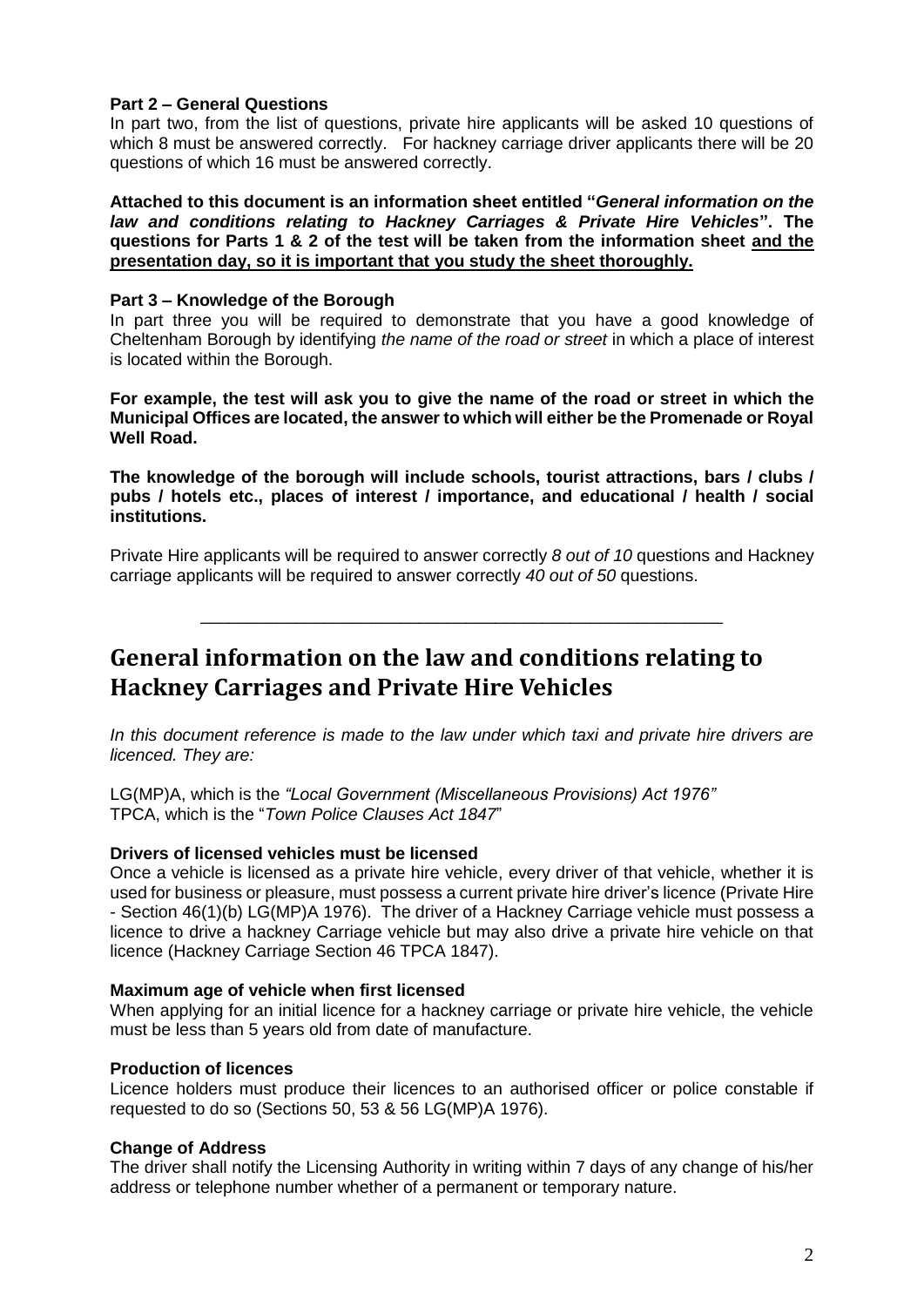**Part 2 – General Questions**

In part two, from the list of questions, private hire applicants will be asked 10 questions of which 8 must be answered correctly. For hackney carriage driver applicants there will be 20 questions of which 16 must be answered correctly.

**Attached to this document is an information sheet entitled "*General information on the law and conditions relating to Hackney Carriages & Private Hire Vehicles*". The questions for Parts 1 & 2 of the test will be taken from the information sheet <u>and the presentation day, so it is important that you study the sheet thoroughly.</u>**

**Part 3 – Knowledge of the Borough**

In part three you will be required to demonstrate that you have a good knowledge of Cheltenham Borough by identifying *the name of the road or street* in which a place of interest is located within the Borough.

**For example, the test will ask you to give the name of the road or street in which the Municipal Offices are located, the answer to which will either be the Promenade or Royal Well Road.**

**The knowledge of the borough will include schools, tourist attractions, bars / clubs / pubs / hotels etc., places of interest / importance, and educational / health / social institutions.**

Private Hire applicants will be required to answer correctly *8 out of 10* questions and Hackney carriage applicants will be required to answer correctly *40 out of 50* questions.

---

# General information on the law and conditions relating to Hackney Carriages and Private Hire Vehicles

*In this document reference is made to the law under which taxi and private hire drivers are licenced. They are:*

LG(MP)A, which is the *"Local Government (Miscellaneous Provisions) Act 1976"*
TPCA, which is the "*Town Police Clauses Act 1847*"

**Drivers of licensed vehicles must be licensed**

Once a vehicle is licensed as a private hire vehicle, every driver of that vehicle, whether it is used for business or pleasure, must possess a current private hire driver's licence (Private Hire - Section 46(1)(b) LG(MP)A 1976). The driver of a Hackney Carriage vehicle must possess a licence to drive a hackney Carriage vehicle but may also drive a private hire vehicle on that licence (Hackney Carriage Section 46 TPCA 1847).

**Maximum age of vehicle when first licensed**

When applying for an initial licence for a hackney carriage or private hire vehicle, the vehicle must be less than 5 years old from date of manufacture.

**Production of licences**

Licence holders must produce their licences to an authorised officer or police constable if requested to do so (Sections 50, 53 & 56 LG(MP)A 1976).

**Change of Address**

The driver shall notify the Licensing Authority in writing within 7 days of any change of his/her address or telephone number whether of a permanent or temporary nature.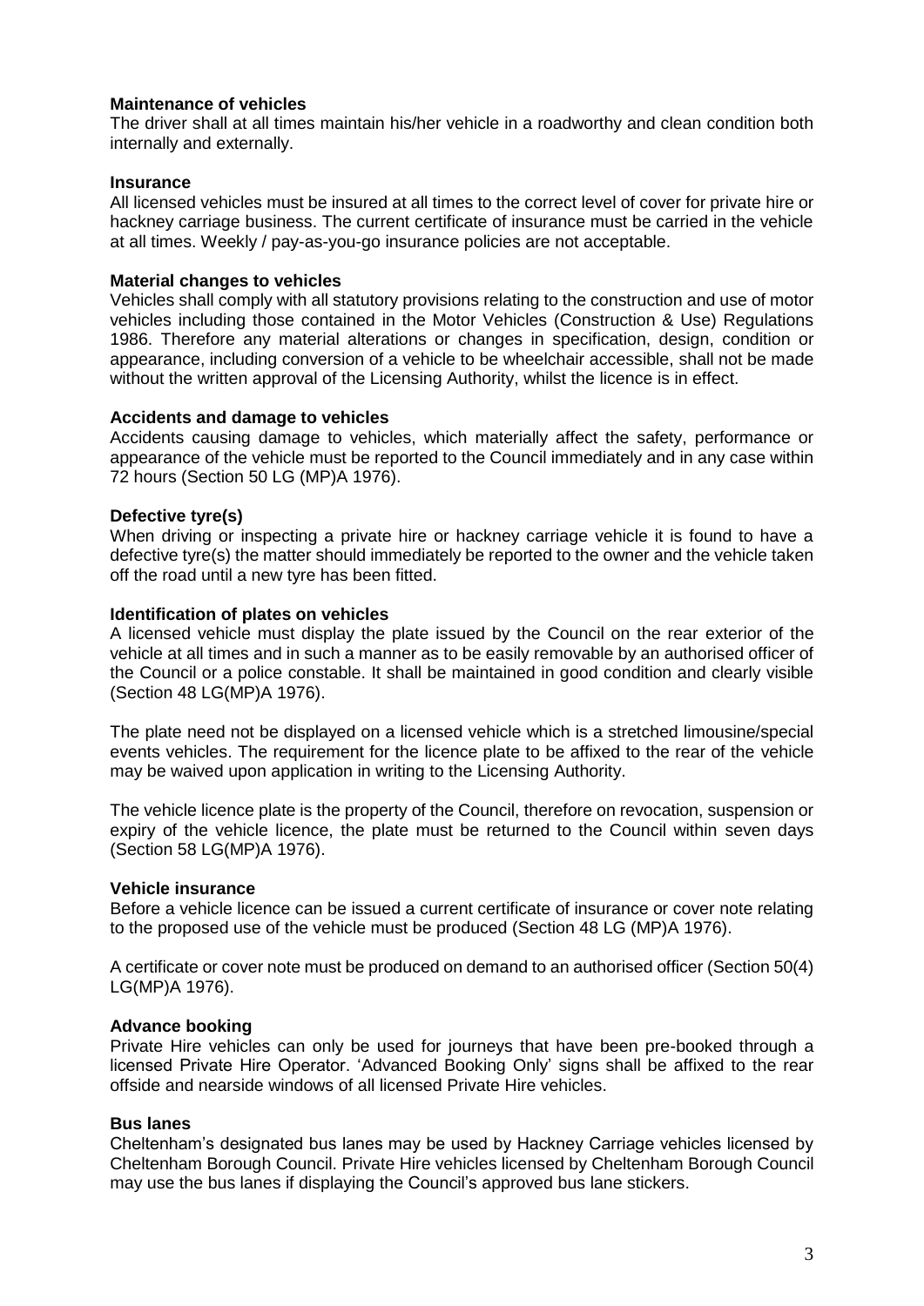**Maintenance of vehicles**

The driver shall at all times maintain his/her vehicle in a roadworthy and clean condition both internally and externally.

**Insurance**

All licensed vehicles must be insured at all times to the correct level of cover for private hire or hackney carriage business. The current certificate of insurance must be carried in the vehicle at all times. Weekly / pay-as-you-go insurance policies are not acceptable.

**Material changes to vehicles**

Vehicles shall comply with all statutory provisions relating to the construction and use of motor vehicles including those contained in the Motor Vehicles (Construction & Use) Regulations 1986. Therefore any material alterations or changes in specification, design, condition or appearance, including conversion of a vehicle to be wheelchair accessible, shall not be made without the written approval of the Licensing Authority, whilst the licence is in effect.

**Accidents and damage to vehicles**

Accidents causing damage to vehicles, which materially affect the safety, performance or appearance of the vehicle must be reported to the Council immediately and in any case within 72 hours (Section 50 LG (MP)A 1976).

**Defective tyre(s)**

When driving or inspecting a private hire or hackney carriage vehicle it is found to have a defective tyre(s) the matter should immediately be reported to the owner and the vehicle taken off the road until a new tyre has been fitted.

**Identification of plates on vehicles**

A licensed vehicle must display the plate issued by the Council on the rear exterior of the vehicle at all times and in such a manner as to be easily removable by an authorised officer of the Council or a police constable. It shall be maintained in good condition and clearly visible (Section 48 LG(MP)A 1976).

The plate need not be displayed on a licensed vehicle which is a stretched limousine/special events vehicles. The requirement for the licence plate to be affixed to the rear of the vehicle may be waived upon application in writing to the Licensing Authority.

The vehicle licence plate is the property of the Council, therefore on revocation, suspension or expiry of the vehicle licence, the plate must be returned to the Council within seven days (Section 58 LG(MP)A 1976).

**Vehicle insurance**

Before a vehicle licence can be issued a current certificate of insurance or cover note relating to the proposed use of the vehicle must be produced (Section 48 LG (MP)A 1976).

A certificate or cover note must be produced on demand to an authorised officer (Section 50(4) LG(MP)A 1976).

**Advance booking**

Private Hire vehicles can only be used for journeys that have been pre-booked through a licensed Private Hire Operator. 'Advanced Booking Only' signs shall be affixed to the rear offside and nearside windows of all licensed Private Hire vehicles.

**Bus lanes**

Cheltenham's designated bus lanes may be used by Hackney Carriage vehicles licensed by Cheltenham Borough Council. Private Hire vehicles licensed by Cheltenham Borough Council may use the bus lanes if displaying the Council's approved bus lane stickers.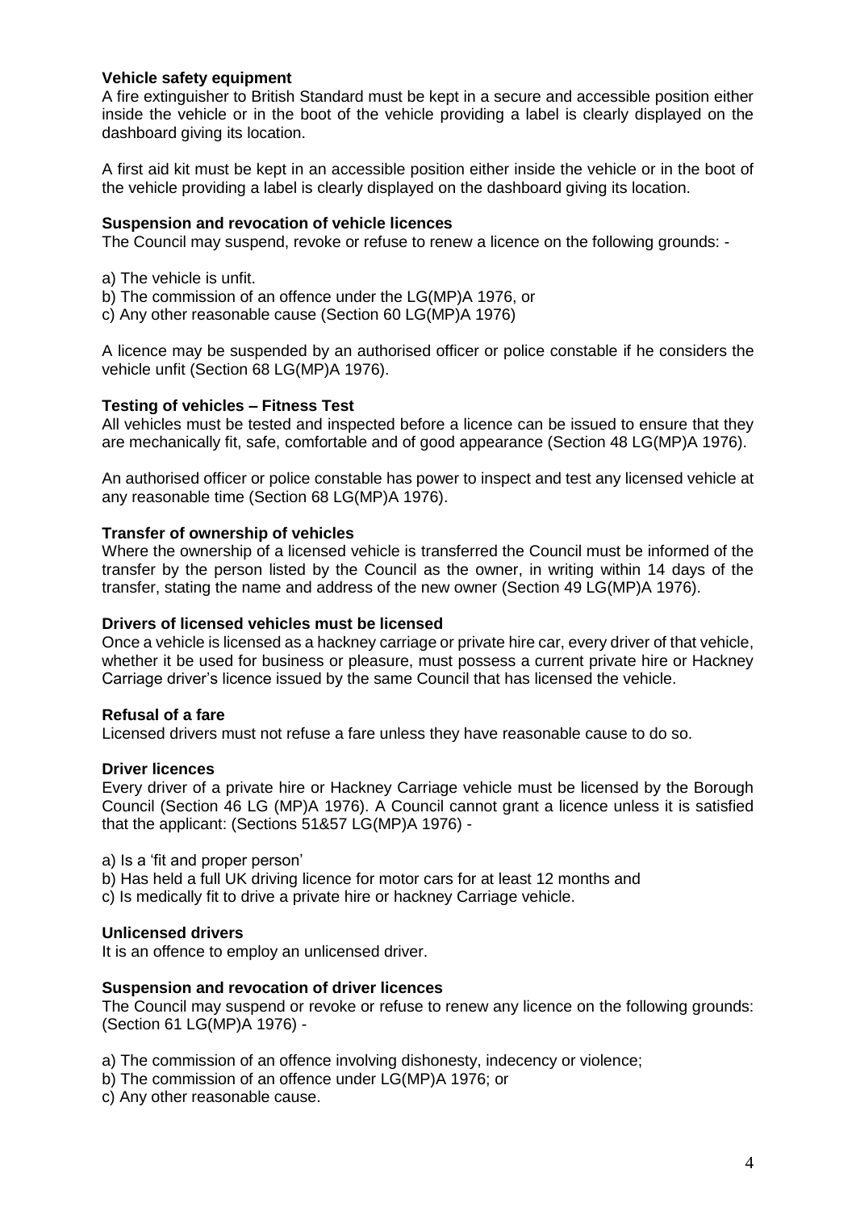**Vehicle safety equipment**

A fire extinguisher to British Standard must be kept in a secure and accessible position either inside the vehicle or in the boot of the vehicle providing a label is clearly displayed on the dashboard giving its location.

A first aid kit must be kept in an accessible position either inside the vehicle or in the boot of the vehicle providing a label is clearly displayed on the dashboard giving its location.

**Suspension and revocation of vehicle licences**

The Council may suspend, revoke or refuse to renew a licence on the following grounds: -

a) The vehicle is unfit.
b) The commission of an offence under the LG(MP)A 1976, or
c) Any other reasonable cause (Section 60 LG(MP)A 1976)

A licence may be suspended by an authorised officer or police constable if he considers the vehicle unfit (Section 68 LG(MP)A 1976).

**Testing of vehicles – Fitness Test**

All vehicles must be tested and inspected before a licence can be issued to ensure that they are mechanically fit, safe, comfortable and of good appearance (Section 48 LG(MP)A 1976).

An authorised officer or police constable has power to inspect and test any licensed vehicle at any reasonable time (Section 68 LG(MP)A 1976).

**Transfer of ownership of vehicles**

Where the ownership of a licensed vehicle is transferred the Council must be informed of the transfer by the person listed by the Council as the owner, in writing within 14 days of the transfer, stating the name and address of the new owner (Section 49 LG(MP)A 1976).

**Drivers of licensed vehicles must be licensed**

Once a vehicle is licensed as a hackney carriage or private hire car, every driver of that vehicle, whether it be used for business or pleasure, must possess a current private hire or Hackney Carriage driver's licence issued by the same Council that has licensed the vehicle.

**Refusal of a fare**

Licensed drivers must not refuse a fare unless they have reasonable cause to do so.

**Driver licences**

Every driver of a private hire or Hackney Carriage vehicle must be licensed by the Borough Council (Section 46 LG (MP)A 1976). A Council cannot grant a licence unless it is satisfied that the applicant: (Sections 51&57 LG(MP)A 1976) -

a) Is a 'fit and proper person'
b) Has held a full UK driving licence for motor cars for at least 12 months and
c) Is medically fit to drive a private hire or hackney Carriage vehicle.

**Unlicensed drivers**

It is an offence to employ an unlicensed driver.

**Suspension and revocation of driver licences**

The Council may suspend or revoke or refuse to renew any licence on the following grounds: (Section 61 LG(MP)A 1976) -

a) The commission of an offence involving dishonesty, indecency or violence;
b) The commission of an offence under LG(MP)A 1976; or
c) Any other reasonable cause.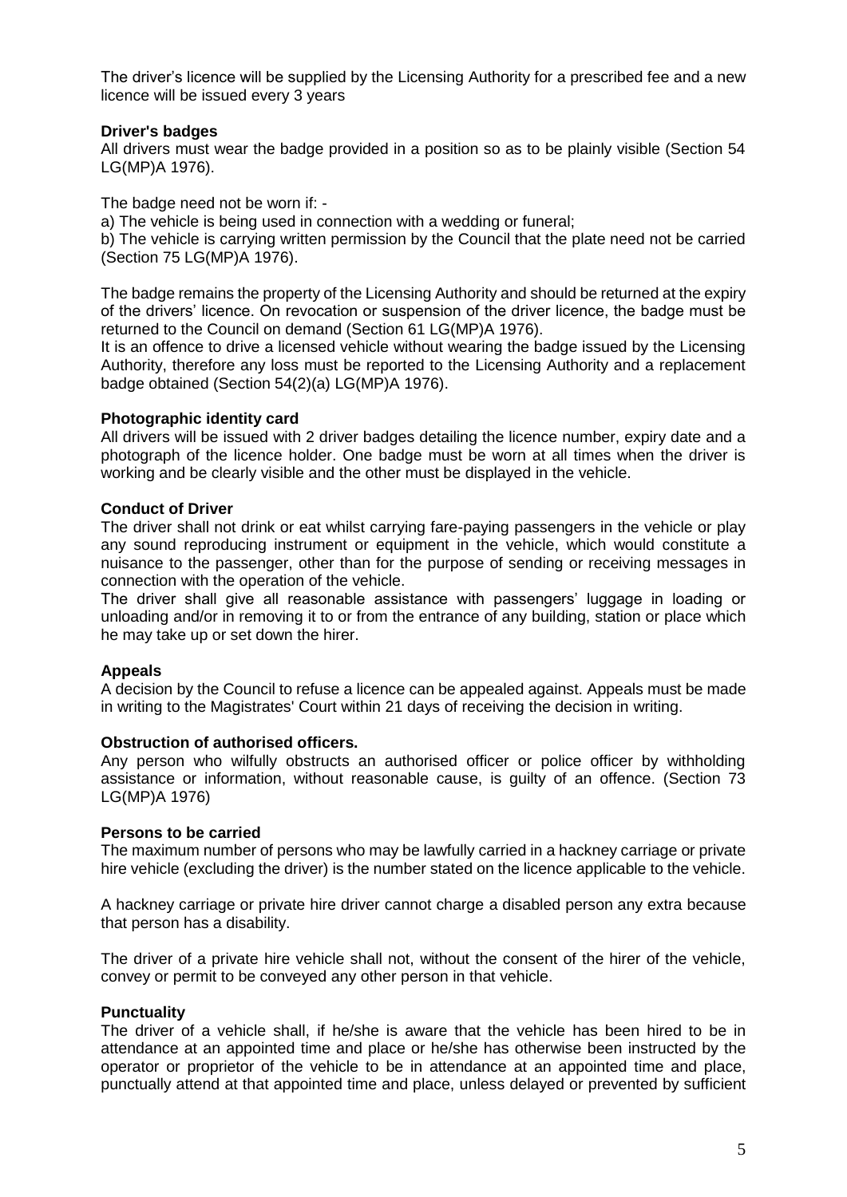The driver's licence will be supplied by the Licensing Authority for a prescribed fee and a new licence will be issued every 3 years

**Driver's badges**

All drivers must wear the badge provided in a position so as to be plainly visible (Section 54 LG(MP)A 1976).

The badge need not be worn if: -

a) The vehicle is being used in connection with a wedding or funeral;

b) The vehicle is carrying written permission by the Council that the plate need not be carried (Section 75 LG(MP)A 1976).

The badge remains the property of the Licensing Authority and should be returned at the expiry of the drivers' licence. On revocation or suspension of the driver licence, the badge must be returned to the Council on demand (Section 61 LG(MP)A 1976).

It is an offence to drive a licensed vehicle without wearing the badge issued by the Licensing Authority, therefore any loss must be reported to the Licensing Authority and a replacement badge obtained (Section 54(2)(a) LG(MP)A 1976).

**Photographic identity card**

All drivers will be issued with 2 driver badges detailing the licence number, expiry date and a photograph of the licence holder. One badge must be worn at all times when the driver is working and be clearly visible and the other must be displayed in the vehicle.

**Conduct of Driver**

The driver shall not drink or eat whilst carrying fare-paying passengers in the vehicle or play any sound reproducing instrument or equipment in the vehicle, which would constitute a nuisance to the passenger, other than for the purpose of sending or receiving messages in connection with the operation of the vehicle.

The driver shall give all reasonable assistance with passengers' luggage in loading or unloading and/or in removing it to or from the entrance of any building, station or place which he may take up or set down the hirer.

**Appeals**

A decision by the Council to refuse a licence can be appealed against. Appeals must be made in writing to the Magistrates' Court within 21 days of receiving the decision in writing.

**Obstruction of authorised officers.**

Any person who wilfully obstructs an authorised officer or police officer by withholding assistance or information, without reasonable cause, is guilty of an offence. (Section 73 LG(MP)A 1976)

**Persons to be carried**

The maximum number of persons who may be lawfully carried in a hackney carriage or private hire vehicle (excluding the driver) is the number stated on the licence applicable to the vehicle.

A hackney carriage or private hire driver cannot charge a disabled person any extra because that person has a disability.

The driver of a private hire vehicle shall not, without the consent of the hirer of the vehicle, convey or permit to be conveyed any other person in that vehicle.

**Punctuality**

The driver of a vehicle shall, if he/she is aware that the vehicle has been hired to be in attendance at an appointed time and place or he/she has otherwise been instructed by the operator or proprietor of the vehicle to be in attendance at an appointed time and place, punctually attend at that appointed time and place, unless delayed or prevented by sufficient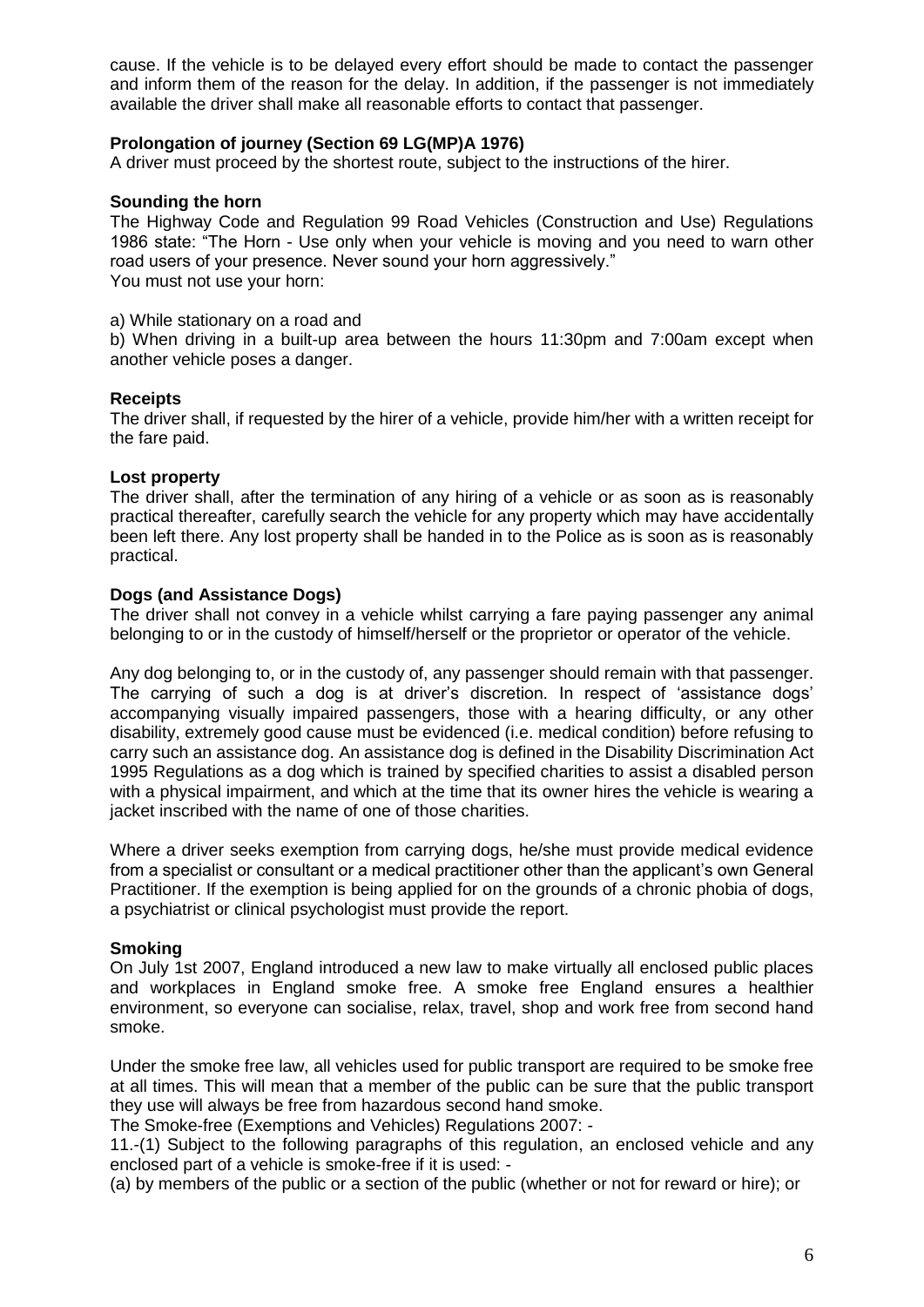cause. If the vehicle is to be delayed every effort should be made to contact the passenger and inform them of the reason for the delay. In addition, if the passenger is not immediately available the driver shall make all reasonable efforts to contact that passenger.

**Prolongation of journey (Section 69 LG(MP)A 1976)**

A driver must proceed by the shortest route, subject to the instructions of the hirer.

**Sounding the horn**

The Highway Code and Regulation 99 Road Vehicles (Construction and Use) Regulations 1986 state: "The Horn - Use only when your vehicle is moving and you need to warn other road users of your presence. Never sound your horn aggressively."
You must not use your horn:

a) While stationary on a road and

b) When driving in a built-up area between the hours 11:30pm and 7:00am except when another vehicle poses a danger.

**Receipts**

The driver shall, if requested by the hirer of a vehicle, provide him/her with a written receipt for the fare paid.

**Lost property**

The driver shall, after the termination of any hiring of a vehicle or as soon as is reasonably practical thereafter, carefully search the vehicle for any property which may have accidentally been left there. Any lost property shall be handed in to the Police as is soon as is reasonably practical.

**Dogs (and Assistance Dogs)**

The driver shall not convey in a vehicle whilst carrying a fare paying passenger any animal belonging to or in the custody of himself/herself or the proprietor or operator of the vehicle.

Any dog belonging to, or in the custody of, any passenger should remain with that passenger. The carrying of such a dog is at driver's discretion. In respect of 'assistance dogs' accompanying visually impaired passengers, those with a hearing difficulty, or any other disability, extremely good cause must be evidenced (i.e. medical condition) before refusing to carry such an assistance dog. An assistance dog is defined in the Disability Discrimination Act 1995 Regulations as a dog which is trained by specified charities to assist a disabled person with a physical impairment, and which at the time that its owner hires the vehicle is wearing a jacket inscribed with the name of one of those charities.

Where a driver seeks exemption from carrying dogs, he/she must provide medical evidence from a specialist or consultant or a medical practitioner other than the applicant's own General Practitioner. If the exemption is being applied for on the grounds of a chronic phobia of dogs, a psychiatrist or clinical psychologist must provide the report.

**Smoking**

On July 1st 2007, England introduced a new law to make virtually all enclosed public places and workplaces in England smoke free. A smoke free England ensures a healthier environment, so everyone can socialise, relax, travel, shop and work free from second hand smoke.

Under the smoke free law, all vehicles used for public transport are required to be smoke free at all times. This will mean that a member of the public can be sure that the public transport they use will always be free from hazardous second hand smoke.
The Smoke-free (Exemptions and Vehicles) Regulations 2007: -

11.-(1) Subject to the following paragraphs of this regulation, an enclosed vehicle and any enclosed part of a vehicle is smoke-free if it is used: -

(a) by members of the public or a section of the public (whether or not for reward or hire); or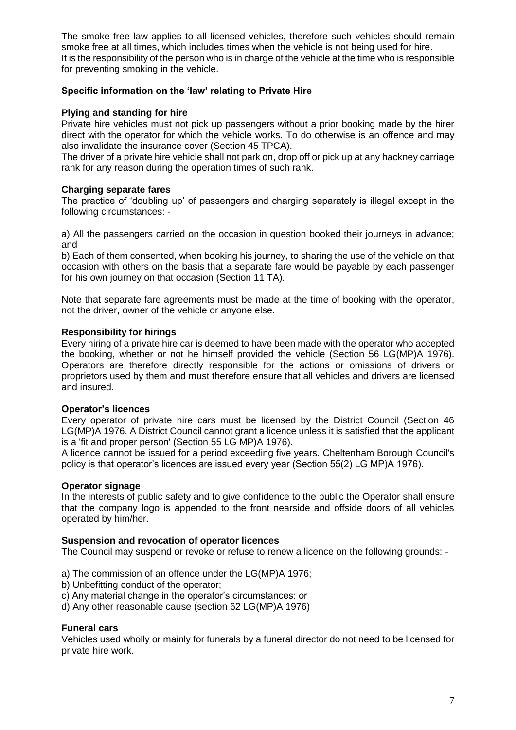The smoke free law applies to all licensed vehicles, therefore such vehicles should remain smoke free at all times, which includes times when the vehicle is not being used for hire.
It is the responsibility of the person who is in charge of the vehicle at the time who is responsible for preventing smoking in the vehicle.

## Specific information on the 'law' relating to Private Hire

### Plying and standing for hire

Private hire vehicles must not pick up passengers without a prior booking made by the hirer direct with the operator for which the vehicle works. To do otherwise is an offence and may also invalidate the insurance cover (Section 45 TPCA).
The driver of a private hire vehicle shall not park on, drop off or pick up at any hackney carriage rank for any reason during the operation times of such rank.

### Charging separate fares

The practice of 'doubling up' of passengers and charging separately is illegal except in the following circumstances: -

a) All the passengers carried on the occasion in question booked their journeys in advance; and

b) Each of them consented, when booking his journey, to sharing the use of the vehicle on that occasion with others on the basis that a separate fare would be payable by each passenger for his own journey on that occasion (Section 11 TA).

Note that separate fare agreements must be made at the time of booking with the operator, not the driver, owner of the vehicle or anyone else.

### Responsibility for hirings

Every hiring of a private hire car is deemed to have been made with the operator who accepted the booking, whether or not he himself provided the vehicle (Section 56 LG(MP)A 1976). Operators are therefore directly responsible for the actions or omissions of drivers or proprietors used by them and must therefore ensure that all vehicles and drivers are licensed and insured.

### Operator's licences

Every operator of private hire cars must be licensed by the District Council (Section 46 LG(MP)A 1976. A District Council cannot grant a licence unless it is satisfied that the applicant is a 'fit and proper person' (Section 55 LG MP)A 1976).
A licence cannot be issued for a period exceeding five years. Cheltenham Borough Council's policy is that operator's licences are issued every year (Section 55(2) LG MP)A 1976).

### Operator signage

In the interests of public safety and to give confidence to the public the Operator shall ensure that the company logo is appended to the front nearside and offside doors of all vehicles operated by him/her.

### Suspension and revocation of operator licences

The Council may suspend or revoke or refuse to renew a licence on the following grounds: -

a) The commission of an offence under the LG(MP)A 1976;
b) Unbefitting conduct of the operator;
c) Any material change in the operator's circumstances: or
d) Any other reasonable cause (section 62 LG(MP)A 1976)

### Funeral cars

Vehicles used wholly or mainly for funerals by a funeral director do not need to be licensed for private hire work.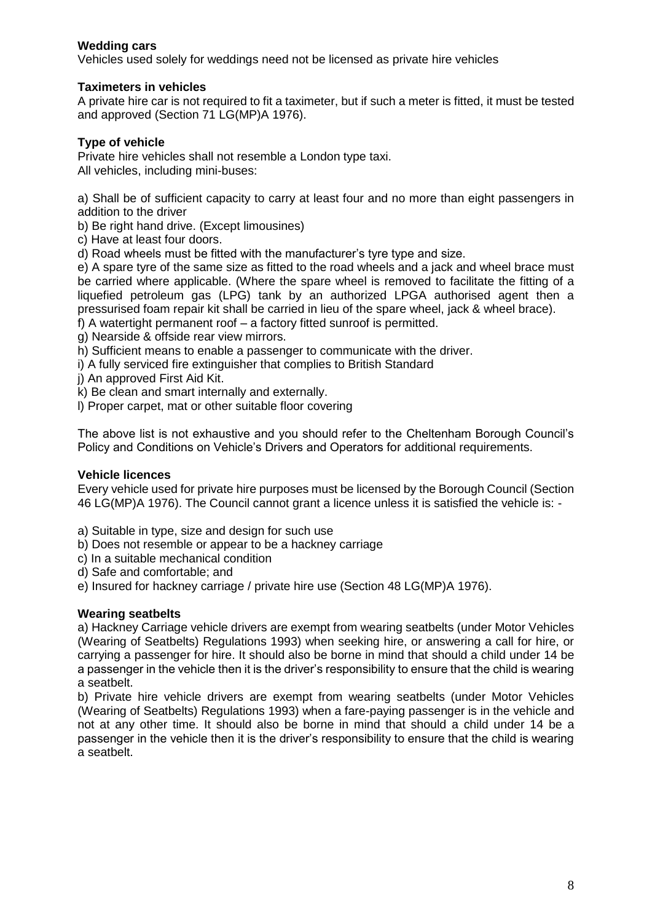**Wedding cars**

Vehicles used solely for weddings need not be licensed as private hire vehicles

**Taximeters in vehicles**

A private hire car is not required to fit a taximeter, but if such a meter is fitted, it must be tested and approved (Section 71 LG(MP)A 1976).

**Type of vehicle**

Private hire vehicles shall not resemble a London type taxi.
All vehicles, including mini-buses:

a) Shall be of sufficient capacity to carry at least four and no more than eight passengers in addition to the driver
b) Be right hand drive. (Except limousines)
c) Have at least four doors.
d) Road wheels must be fitted with the manufacturer's tyre type and size.
e) A spare tyre of the same size as fitted to the road wheels and a jack and wheel brace must be carried where applicable. (Where the spare wheel is removed to facilitate the fitting of a liquefied petroleum gas (LPG) tank by an authorized LPGA authorised agent then a pressurised foam repair kit shall be carried in lieu of the spare wheel, jack & wheel brace).
f) A watertight permanent roof – a factory fitted sunroof is permitted.
g) Nearside & offside rear view mirrors.
h) Sufficient means to enable a passenger to communicate with the driver.
i) A fully serviced fire extinguisher that complies to British Standard
j) An approved First Aid Kit.
k) Be clean and smart internally and externally.
l) Proper carpet, mat or other suitable floor covering

The above list is not exhaustive and you should refer to the Cheltenham Borough Council's Policy and Conditions on Vehicle's Drivers and Operators for additional requirements.

**Vehicle licences**

Every vehicle used for private hire purposes must be licensed by the Borough Council (Section 46 LG(MP)A 1976). The Council cannot grant a licence unless it is satisfied the vehicle is: -

a) Suitable in type, size and design for such use
b) Does not resemble or appear to be a hackney carriage
c) In a suitable mechanical condition
d) Safe and comfortable; and
e) Insured for hackney carriage / private hire use (Section 48 LG(MP)A 1976).

**Wearing seatbelts**

a) Hackney Carriage vehicle drivers are exempt from wearing seatbelts (under Motor Vehicles (Wearing of Seatbelts) Regulations 1993) when seeking hire, or answering a call for hire, or carrying a passenger for hire. It should also be borne in mind that should a child under 14 be a passenger in the vehicle then it is the driver's responsibility to ensure that the child is wearing a seatbelt.
b) Private hire vehicle drivers are exempt from wearing seatbelts (under Motor Vehicles (Wearing of Seatbelts) Regulations 1993) when a fare-paying passenger is in the vehicle and not at any other time. It should also be borne in mind that should a child under 14 be a passenger in the vehicle then it is the driver's responsibility to ensure that the child is wearing a seatbelt.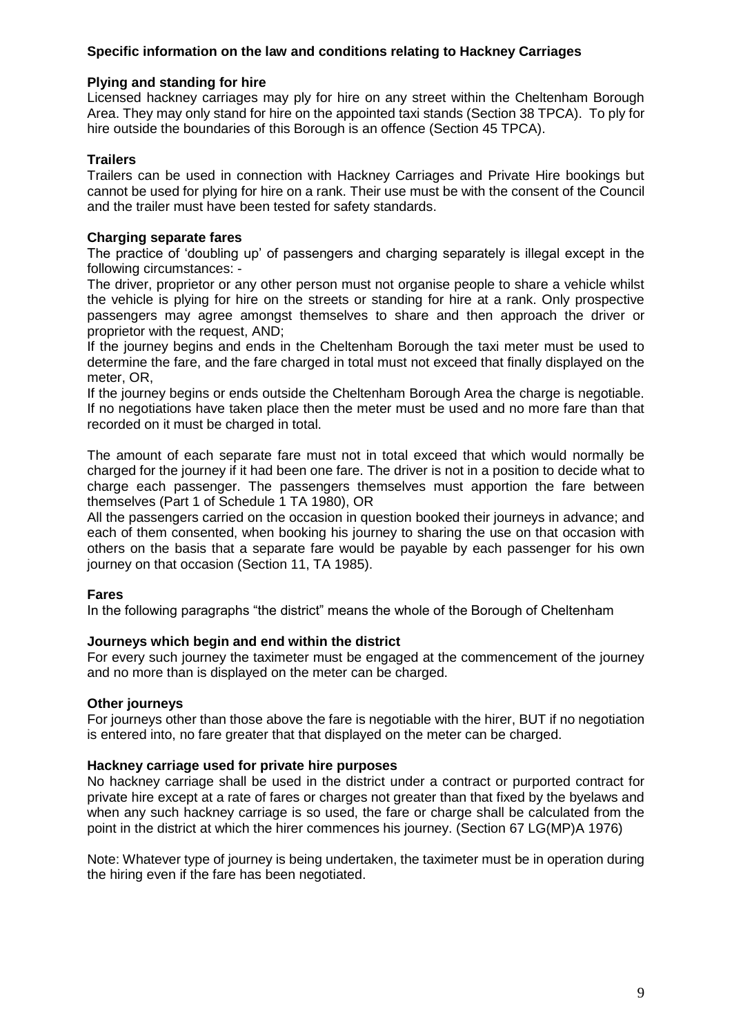### Specific information on the law and conditions relating to Hackney Carriages

**Plying and standing for hire**

Licensed hackney carriages may ply for hire on any street within the Cheltenham Borough Area. They may only stand for hire on the appointed taxi stands (Section 38 TPCA). To ply for hire outside the boundaries of this Borough is an offence (Section 45 TPCA).

**Trailers**

Trailers can be used in connection with Hackney Carriages and Private Hire bookings but cannot be used for plying for hire on a rank. Their use must be with the consent of the Council and the trailer must have been tested for safety standards.

**Charging separate fares**

The practice of 'doubling up' of passengers and charging separately is illegal except in the following circumstances: -

The driver, proprietor or any other person must not organise people to share a vehicle whilst the vehicle is plying for hire on the streets or standing for hire at a rank. Only prospective passengers may agree amongst themselves to share and then approach the driver or proprietor with the request, AND;

If the journey begins and ends in the Cheltenham Borough the taxi meter must be used to determine the fare, and the fare charged in total must not exceed that finally displayed on the meter, OR,

If the journey begins or ends outside the Cheltenham Borough Area the charge is negotiable. If no negotiations have taken place then the meter must be used and no more fare than that recorded on it must be charged in total.

The amount of each separate fare must not in total exceed that which would normally be charged for the journey if it had been one fare. The driver is not in a position to decide what to charge each passenger. The passengers themselves must apportion the fare between themselves (Part 1 of Schedule 1 TA 1980), OR

All the passengers carried on the occasion in question booked their journeys in advance; and each of them consented, when booking his journey to sharing the use on that occasion with others on the basis that a separate fare would be payable by each passenger for his own journey on that occasion (Section 11, TA 1985).

**Fares**

In the following paragraphs "the district" means the whole of the Borough of Cheltenham

**Journeys which begin and end within the district**

For every such journey the taximeter must be engaged at the commencement of the journey and no more than is displayed on the meter can be charged.

**Other journeys**

For journeys other than those above the fare is negotiable with the hirer, BUT if no negotiation is entered into, no fare greater that that displayed on the meter can be charged.

**Hackney carriage used for private hire purposes**

No hackney carriage shall be used in the district under a contract or purported contract for private hire except at a rate of fares or charges not greater than that fixed by the byelaws and when any such hackney carriage is so used, the fare or charge shall be calculated from the point in the district at which the hirer commences his journey. (Section 67 LG(MP)A 1976)

Note: Whatever type of journey is being undertaken, the taximeter must be in operation during the hiring even if the fare has been negotiated.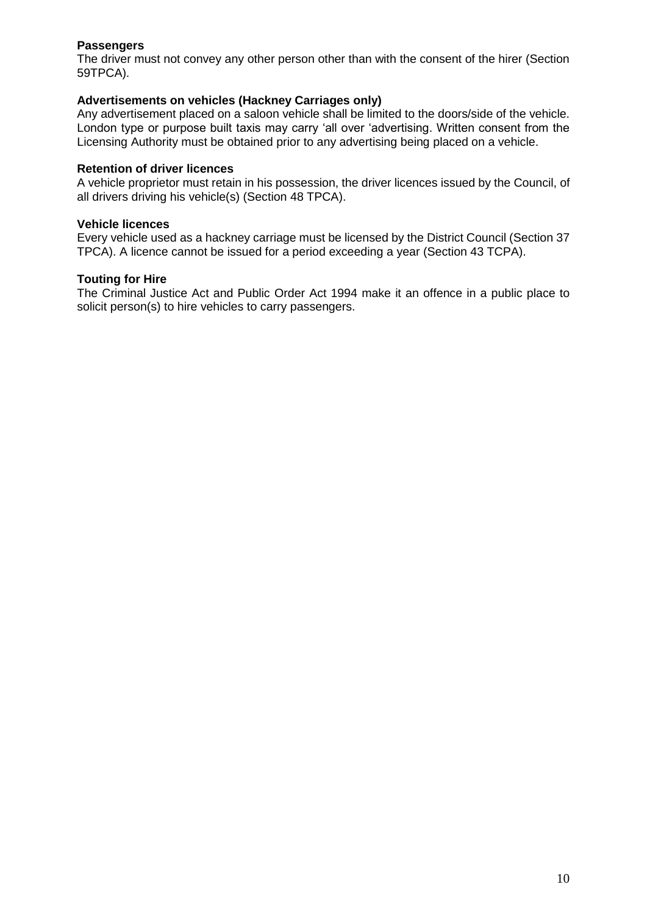**Passengers**

The driver must not convey any other person other than with the consent of the hirer (Section 59TPCA).

**Advertisements on vehicles (Hackney Carriages only)**

Any advertisement placed on a saloon vehicle shall be limited to the doors/side of the vehicle. London type or purpose built taxis may carry 'all over 'advertising. Written consent from the Licensing Authority must be obtained prior to any advertising being placed on a vehicle.

**Retention of driver licences**

A vehicle proprietor must retain in his possession, the driver licences issued by the Council, of all drivers driving his vehicle(s) (Section 48 TPCA).

**Vehicle licences**

Every vehicle used as a hackney carriage must be licensed by the District Council (Section 37 TPCA). A licence cannot be issued for a period exceeding a year (Section 43 TCPA).

**Touting for Hire**

The Criminal Justice Act and Public Order Act 1994 make it an offence in a public place to solicit person(s) to hire vehicles to carry passengers.